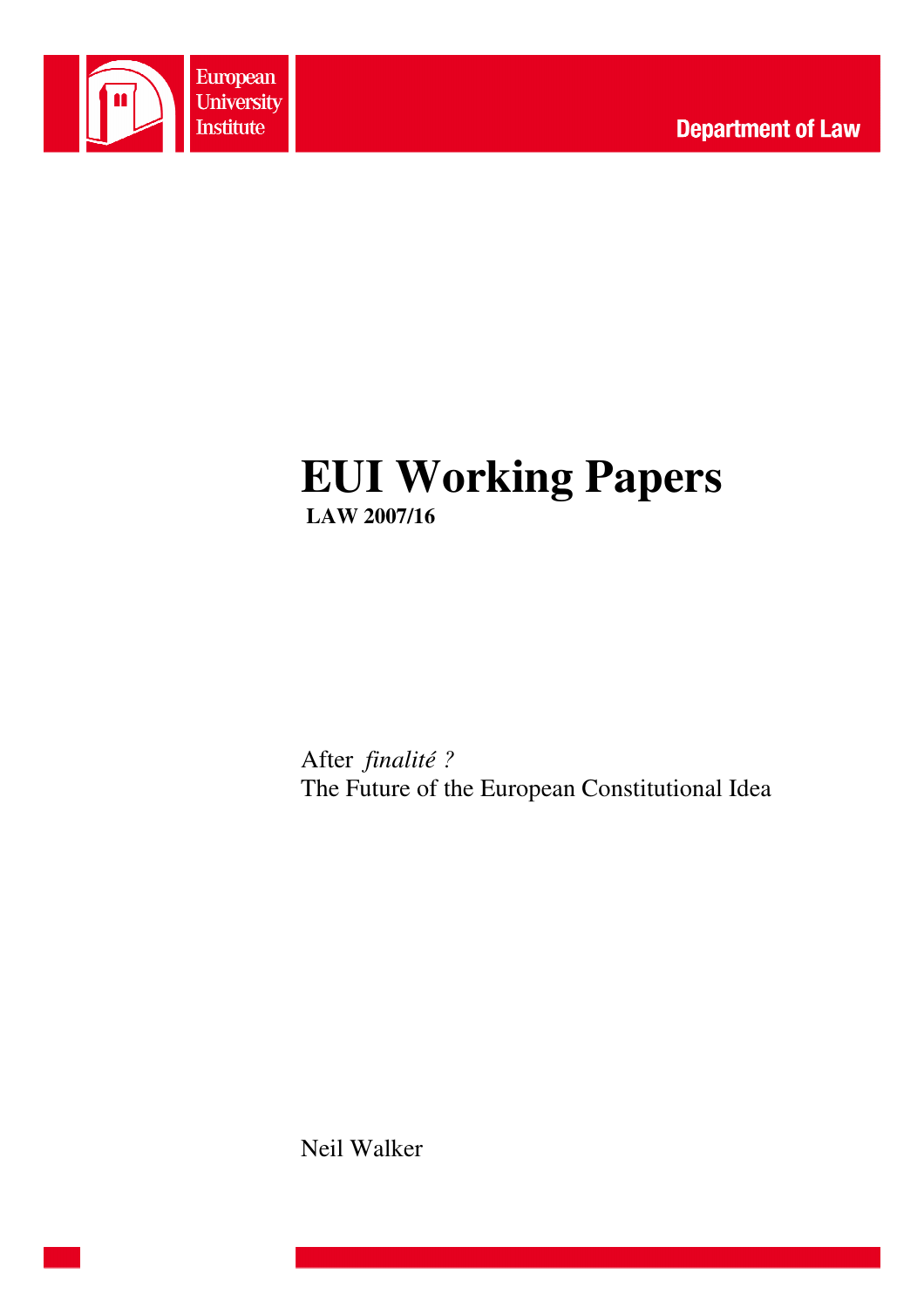European University Institute

Department of Law

# EUI Working Papers

**LAW 2007/16**

After *finalité ?*
The Future of the European Constitutional Idea

Neil Walker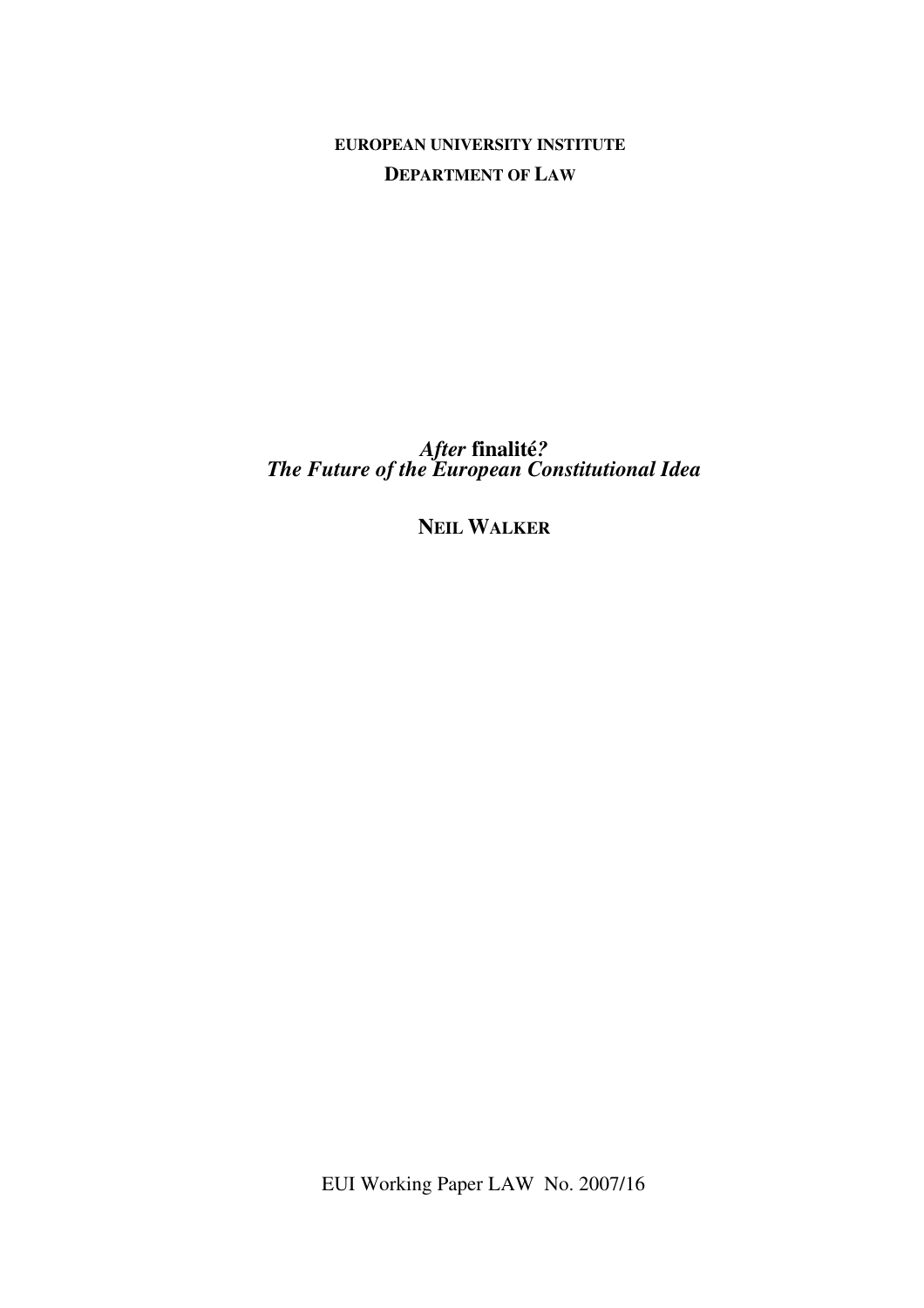**EUROPEAN UNIVERSITY INSTITUTE**

**DEPARTMENT OF LAW**

# *After* **finalité***?*
# *The Future of the European Constitutional Idea*

**NEIL WALKER**

EUI Working Paper LAW No. 2007/16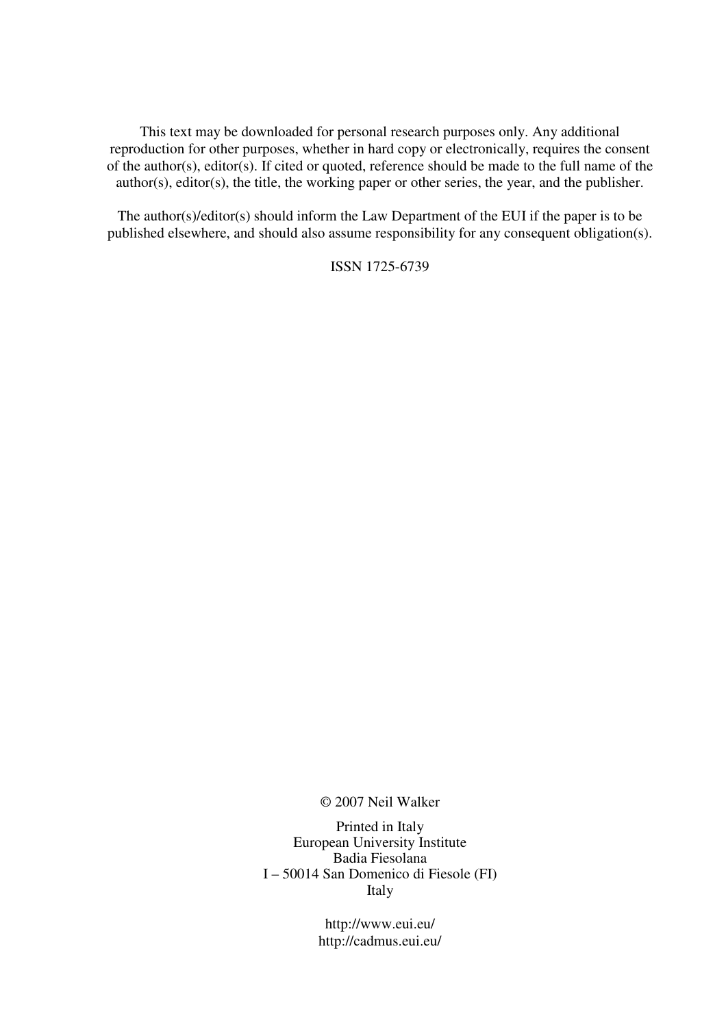This text may be downloaded for personal research purposes only. Any additional reproduction for other purposes, whether in hard copy or electronically, requires the consent of the author(s), editor(s). If cited or quoted, reference should be made to the full name of the author(s), editor(s), the title, the working paper or other series, the year, and the publisher.

The author(s)/editor(s) should inform the Law Department of the EUI if the paper is to be published elsewhere, and should also assume responsibility for any consequent obligation(s).

ISSN 1725-6739

© 2007 Neil Walker

Printed in Italy
European University Institute
Badia Fiesolana
I – 50014 San Domenico di Fiesole (FI)
Italy

http://www.eui.eu/
http://cadmus.eui.eu/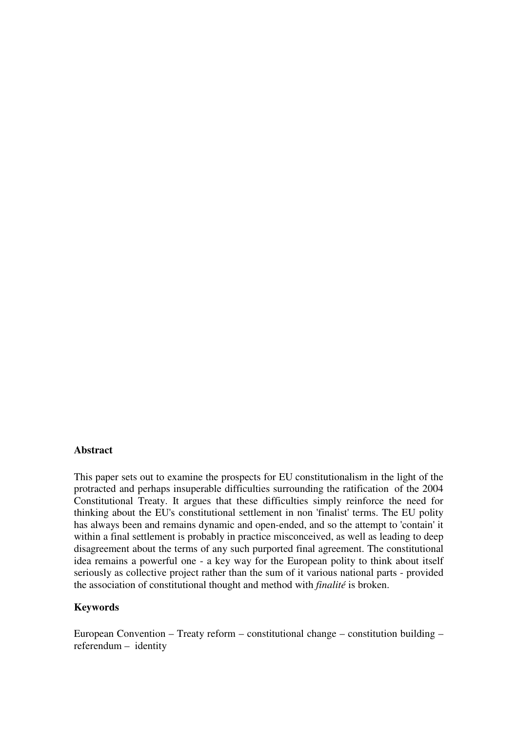**Abstract**

This paper sets out to examine the prospects for EU constitutionalism in the light of the protracted and perhaps insuperable difficulties surrounding the ratification of the 2004 Constitutional Treaty. It argues that these difficulties simply reinforce the need for thinking about the EU's constitutional settlement in non 'finalist' terms. The EU polity has always been and remains dynamic and open-ended, and so the attempt to 'contain' it within a final settlement is probably in practice misconceived, as well as leading to deep disagreement about the terms of any such purported final agreement. The constitutional idea remains a powerful one - a key way for the European polity to think about itself seriously as collective project rather than the sum of it various national parts - provided the association of constitutional thought and method with *finalité* is broken.

**Keywords**

European Convention – Treaty reform – constitutional change – constitution building – referendum – identity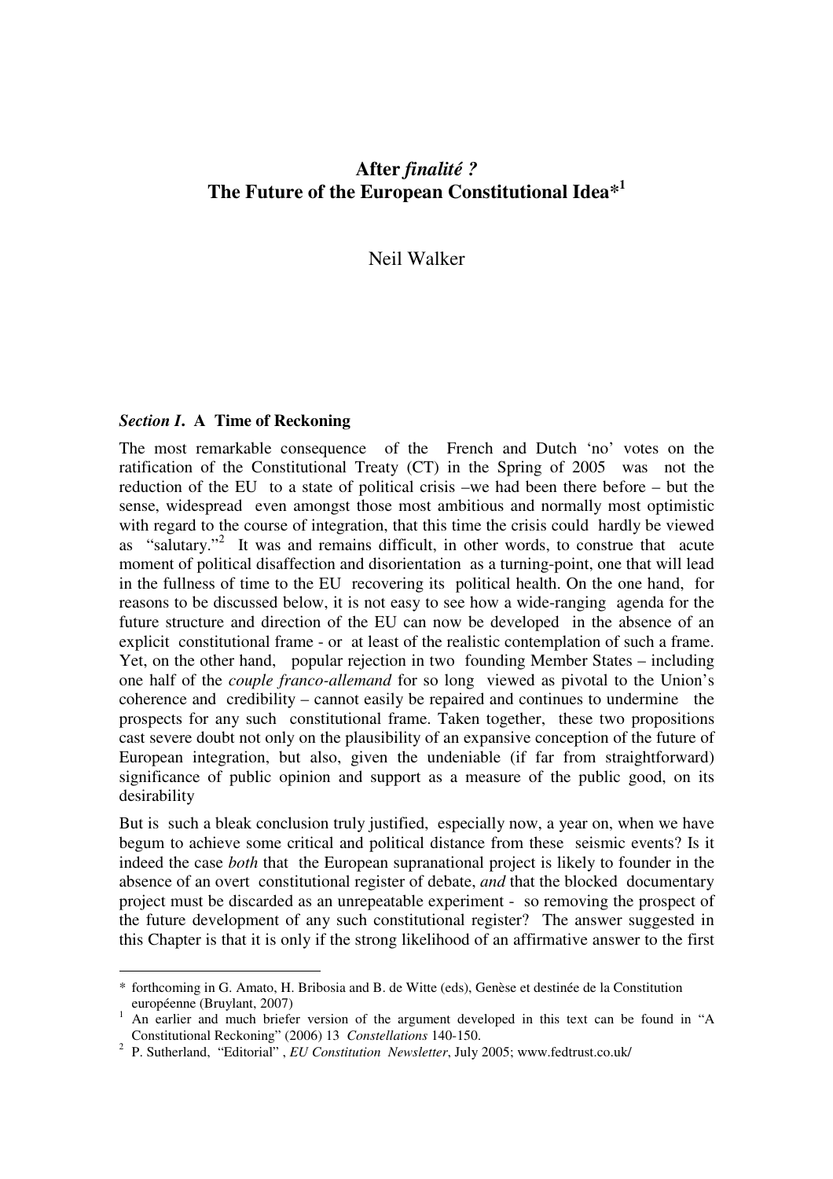# After *finalité ?* The Future of the European Constitutional Idea*[1]

Neil Walker

### *Section I*. A Time of Reckoning

The most remarkable consequence of the French and Dutch 'no' votes on the ratification of the Constitutional Treaty (CT) in the Spring of 2005 was not the reduction of the EU to a state of political crisis –we had been there before – but the sense, widespread even amongst those most ambitious and normally most optimistic with regard to the course of integration, that this time the crisis could hardly be viewed as "salutary."[2] It was and remains difficult, in other words, to construe that acute moment of political disaffection and disorientation as a turning-point, one that will lead in the fullness of time to the EU recovering its political health. On the one hand, for reasons to be discussed below, it is not easy to see how a wide-ranging agenda for the future structure and direction of the EU can now be developed in the absence of an explicit constitutional frame - or at least of the realistic contemplation of such a frame. Yet, on the other hand, popular rejection in two founding Member States – including one half of the *couple franco-allemand* for so long viewed as pivotal to the Union's coherence and credibility – cannot easily be repaired and continues to undermine the prospects for any such constitutional frame. Taken together, these two propositions cast severe doubt not only on the plausibility of an expansive conception of the future of European integration, but also, given the undeniable (if far from straightforward) significance of public opinion and support as a measure of the public good, on its desirability

But is such a bleak conclusion truly justified, especially now, a year on, when we have begum to achieve some critical and political distance from these seismic events? Is it indeed the case *both* that the European supranational project is likely to founder in the absence of an overt constitutional register of debate, *and* that the blocked documentary project must be discarded as an unrepeatable experiment - so removing the prospect of the future development of any such constitutional register? The answer suggested in this Chapter is that it is only if the strong likelihood of an affirmative answer to the first

---

\* forthcoming in G. Amato, H. Bribosia and B. de Witte (eds), Genèse et destinée de la Constitution européenne (Bruylant, 2007)

[1] An earlier and much briefer version of the argument developed in this text can be found in "A Constitutional Reckoning" (2006) 13 *Constellations* 140-150.

[2] P. Sutherland, "Editorial" , *EU Constitution Newsletter*, July 2005; www.fedtrust.co.uk/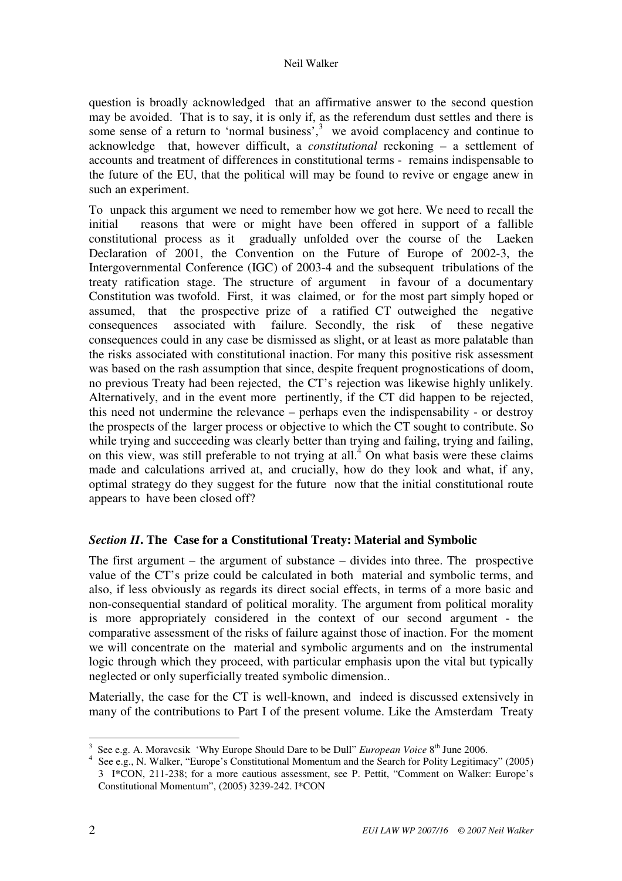question is broadly acknowledged that an affirmative answer to the second question may be avoided. That is to say, it is only if, as the referendum dust settles and there is some sense of a return to 'normal business',[3] we avoid complacency and continue to acknowledge that, however difficult, a *constitutional* reckoning – a settlement of accounts and treatment of differences in constitutional terms - remains indispensable to the future of the EU, that the political will may be found to revive or engage anew in such an experiment.

To unpack this argument we need to remember how we got here. We need to recall the initial reasons that were or might have been offered in support of a fallible constitutional process as it gradually unfolded over the course of the Laeken Declaration of 2001, the Convention on the Future of Europe of 2002-3, the Intergovernmental Conference (IGC) of 2003-4 and the subsequent tribulations of the treaty ratification stage. The structure of argument in favour of a documentary Constitution was twofold. First, it was claimed, or for the most part simply hoped or assumed, that the prospective prize of a ratified CT outweighed the negative consequences associated with failure. Secondly, the risk of these negative consequences could in any case be dismissed as slight, or at least as more palatable than the risks associated with constitutional inaction. For many this positive risk assessment was based on the rash assumption that since, despite frequent prognostications of doom, no previous Treaty had been rejected, the CT's rejection was likewise highly unlikely. Alternatively, and in the event more pertinently, if the CT did happen to be rejected, this need not undermine the relevance – perhaps even the indispensability - or destroy the prospects of the larger process or objective to which the CT sought to contribute. So while trying and succeeding was clearly better than trying and failing, trying and failing, on this view, was still preferable to not trying at all.[4] On what basis were these claims made and calculations arrived at, and crucially, how do they look and what, if any, optimal strategy do they suggest for the future now that the initial constitutional route appears to have been closed off?

## *Section II*. The Case for a Constitutional Treaty: Material and Symbolic

The first argument – the argument of substance – divides into three. The prospective value of the CT's prize could be calculated in both material and symbolic terms, and also, if less obviously as regards its direct social effects, in terms of a more basic and non-consequential standard of political morality. The argument from political morality is more appropriately considered in the context of our second argument - the comparative assessment of the risks of failure against those of inaction. For the moment we will concentrate on the material and symbolic arguments and on the instrumental logic through which they proceed, with particular emphasis upon the vital but typically neglected or only superficially treated symbolic dimension..

Materially, the case for the CT is well-known, and indeed is discussed extensively in many of the contributions to Part I of the present volume. Like the Amsterdam Treaty

---

[3] See e.g. A. Moravcsik 'Why Europe Should Dare to be Dull" *European Voice* 8th June 2006.

[4] See e.g., N. Walker, "Europe's Constitutional Momentum and the Search for Polity Legitimacy" (2005) 3 I*CON, 211-238; for a more cautious assessment, see P. Pettit, "Comment on Walker: Europe's Constitutional Momentum", (2005) 3239-242. I*CON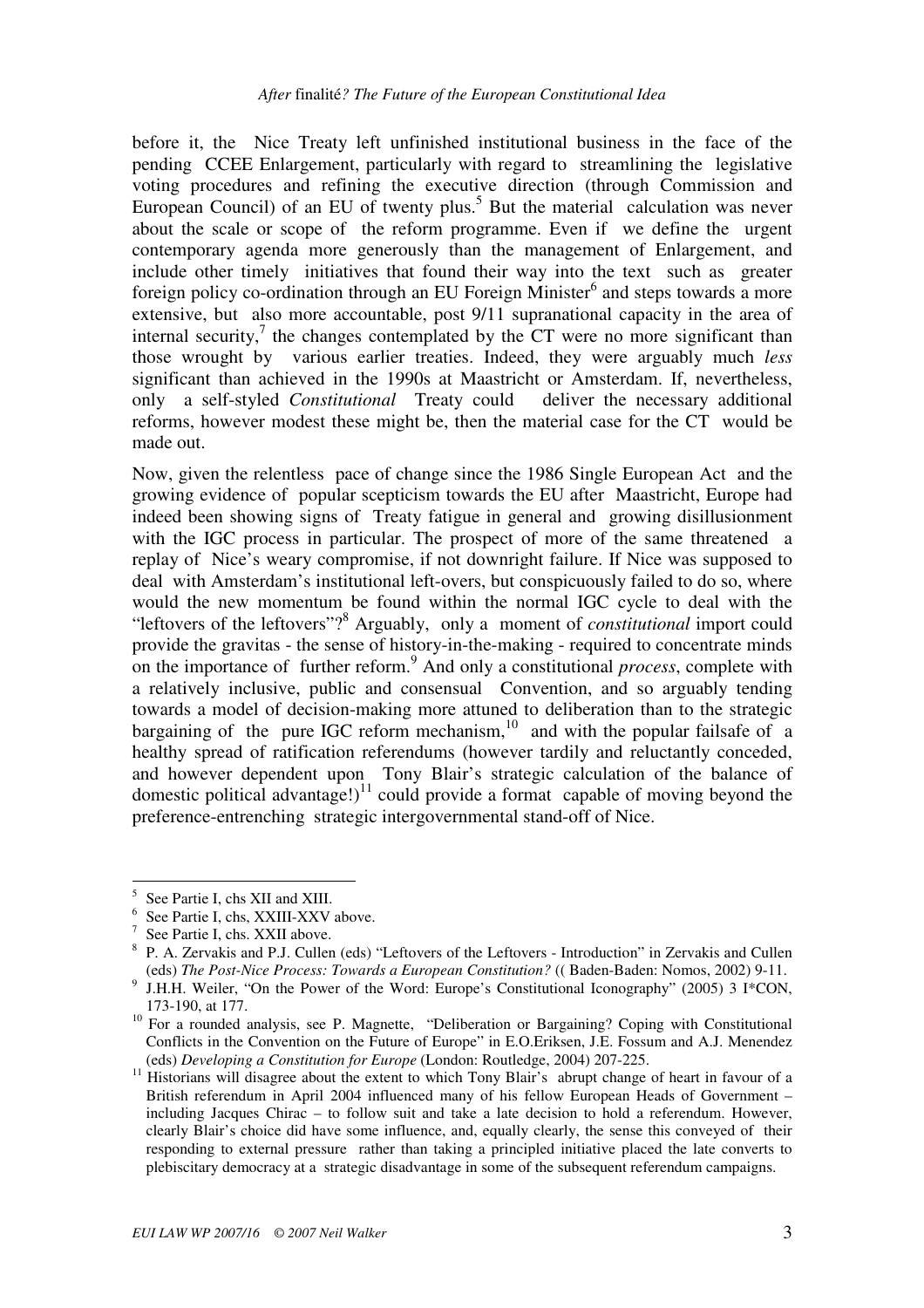before it, the Nice Treaty left unfinished institutional business in the face of the pending CCEE Enlargement, particularly with regard to streamlining the legislative voting procedures and refining the executive direction (through Commission and European Council) of an EU of twenty plus.[5] But the material calculation was never about the scale or scope of the reform programme. Even if we define the urgent contemporary agenda more generously than the management of Enlargement, and include other timely initiatives that found their way into the text such as greater foreign policy co-ordination through an EU Foreign Minister[6] and steps towards a more extensive, but also more accountable, post 9/11 supranational capacity in the area of internal security,[7] the changes contemplated by the CT were no more significant than those wrought by various earlier treaties. Indeed, they were arguably much *less* significant than achieved in the 1990s at Maastricht or Amsterdam. If, nevertheless, only a self-styled *Constitutional* Treaty could deliver the necessary additional reforms, however modest these might be, then the material case for the CT would be made out.

Now, given the relentless pace of change since the 1986 Single European Act and the growing evidence of popular scepticism towards the EU after Maastricht, Europe had indeed been showing signs of Treaty fatigue in general and growing disillusionment with the IGC process in particular. The prospect of more of the same threatened a replay of Nice's weary compromise, if not downright failure. If Nice was supposed to deal with Amsterdam's institutional left-overs, but conspicuously failed to do so, where would the new momentum be found within the normal IGC cycle to deal with the "leftovers of the leftovers"?[8] Arguably, only a moment of *constitutional* import could provide the gravitas - the sense of history-in-the-making - required to concentrate minds on the importance of further reform.[9] And only a constitutional *process*, complete with a relatively inclusive, public and consensual Convention, and so arguably tending towards a model of decision-making more attuned to deliberation than to the strategic bargaining of the pure IGC reform mechanism,[10] and with the popular failsafe of a healthy spread of ratification referendums (however tardily and reluctantly conceded, and however dependent upon Tony Blair's strategic calculation of the balance of domestic political advantage!)[11] could provide a format capable of moving beyond the preference-entrenching strategic intergovernmental stand-off of Nice.

---

[5] See Partie I, chs XII and XIII.

[6] See Partie I, chs, XXIII-XXV above.

[7] See Partie I, chs. XXII above.

[8] P. A. Zervakis and P.J. Cullen (eds) "Leftovers of the Leftovers - Introduction" in Zervakis and Cullen (eds) *The Post-Nice Process: Towards a European Constitution?* (( Baden-Baden: Nomos, 2002) 9-11.

[9] J.H.H. Weiler, "On the Power of the Word: Europe's Constitutional Iconography" (2005) 3 I*CON, 173-190, at 177.

[10] For a rounded analysis, see P. Magnette, "Deliberation or Bargaining? Coping with Constitutional Conflicts in the Convention on the Future of Europe" in E.O.Eriksen, J.E. Fossum and A.J. Menendez (eds) *Developing a Constitution for Europe* (London: Routledge, 2004) 207-225.

[11] Historians will disagree about the extent to which Tony Blair's abrupt change of heart in favour of a British referendum in April 2004 influenced many of his fellow European Heads of Government – including Jacques Chirac – to follow suit and take a late decision to hold a referendum. However, clearly Blair's choice did have some influence, and, equally clearly, the sense this conveyed of their responding to external pressure rather than taking a principled initiative placed the late converts to plebiscitary democracy at a strategic disadvantage in some of the subsequent referendum campaigns.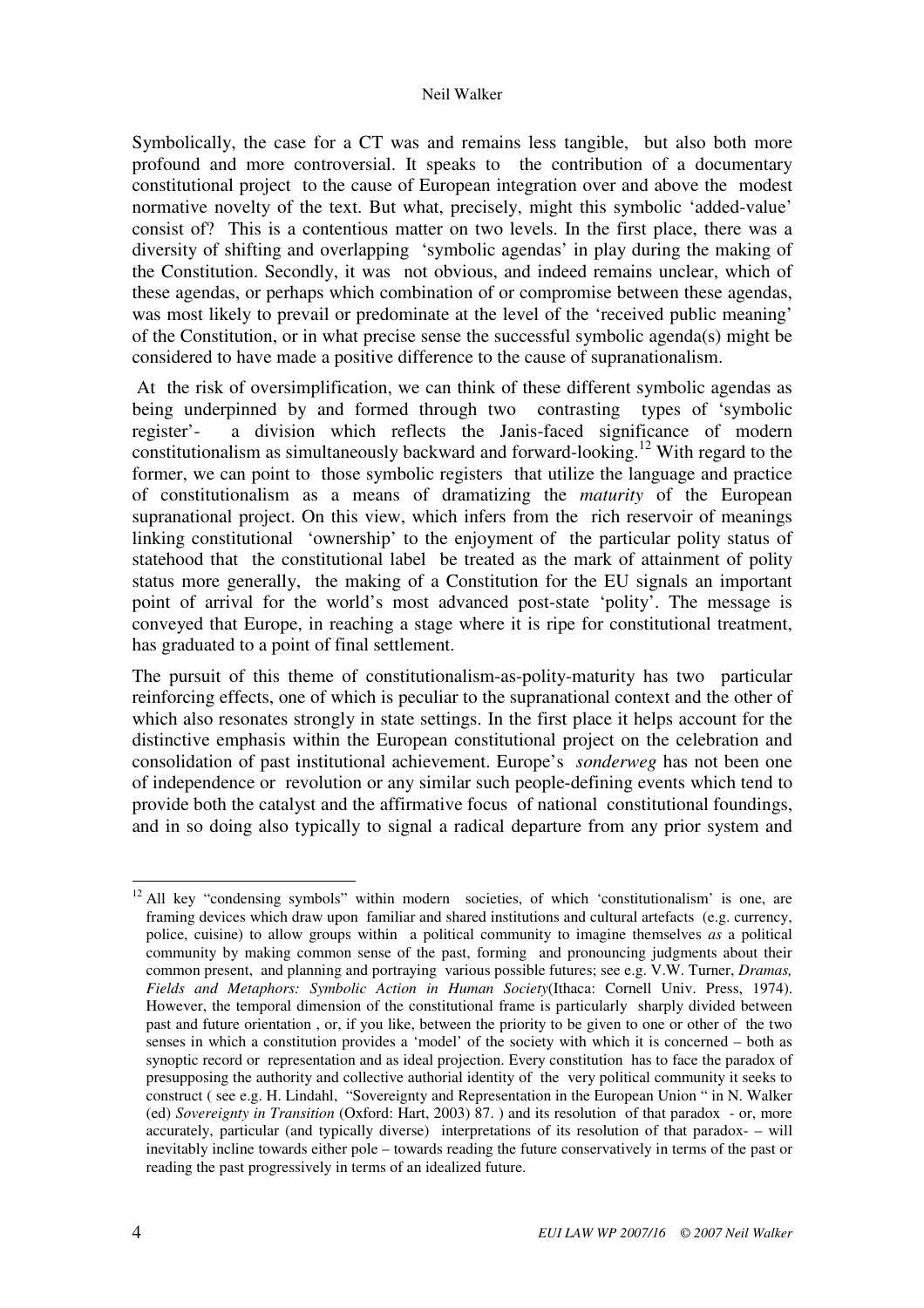Symbolically, the case for a CT was and remains less tangible, but also both more profound and more controversial. It speaks to the contribution of a documentary constitutional project to the cause of European integration over and above the modest normative novelty of the text. But what, precisely, might this symbolic 'added-value' consist of? This is a contentious matter on two levels. In the first place, there was a diversity of shifting and overlapping 'symbolic agendas' in play during the making of the Constitution. Secondly, it was not obvious, and indeed remains unclear, which of these agendas, or perhaps which combination of or compromise between these agendas, was most likely to prevail or predominate at the level of the 'received public meaning' of the Constitution, or in what precise sense the successful symbolic agenda(s) might be considered to have made a positive difference to the cause of supranationalism.

At the risk of oversimplification, we can think of these different symbolic agendas as being underpinned by and formed through two contrasting types of 'symbolic register'- a division which reflects the Janis-faced significance of modern constitutionalism as simultaneously backward and forward-looking.[12] With regard to the former, we can point to those symbolic registers that utilize the language and practice of constitutionalism as a means of dramatizing the *maturity* of the European supranational project. On this view, which infers from the rich reservoir of meanings linking constitutional 'ownership' to the enjoyment of the particular polity status of statehood that the constitutional label be treated as the mark of attainment of polity status more generally, the making of a Constitution for the EU signals an important point of arrival for the world's most advanced post-state 'polity'. The message is conveyed that Europe, in reaching a stage where it is ripe for constitutional treatment, has graduated to a point of final settlement.

The pursuit of this theme of constitutionalism-as-polity-maturity has two particular reinforcing effects, one of which is peculiar to the supranational context and the other of which also resonates strongly in state settings. In the first place it helps account for the distinctive emphasis within the European constitutional project on the celebration and consolidation of past institutional achievement. Europe's *sonderweg* has not been one of independence or revolution or any similar such people-defining events which tend to provide both the catalyst and the affirmative focus of national constitutional foundings, and in so doing also typically to signal a radical departure from any prior system and

---

[12] All key "condensing symbols" within modern societies, of which 'constitutionalism' is one, are framing devices which draw upon familiar and shared institutions and cultural artefacts (e.g. currency, police, cuisine) to allow groups within a political community to imagine themselves *as* a political community by making common sense of the past, forming and pronouncing judgments about their common present, and planning and portraying various possible futures; see e.g. V.W. Turner, *Dramas, Fields and Metaphors: Symbolic Action in Human Society*(Ithaca: Cornell Univ. Press, 1974). However, the temporal dimension of the constitutional frame is particularly sharply divided between past and future orientation , or, if you like, between the priority to be given to one or other of the two senses in which a constitution provides a 'model' of the society with which it is concerned – both as synoptic record or representation and as ideal projection. Every constitution has to face the paradox of presupposing the authority and collective authorial identity of the very political community it seeks to construct ( see e.g. H. Lindahl, "Sovereignty and Representation in the European Union " in N. Walker (ed) *Sovereignty in Transition* (Oxford: Hart, 2003) 87. ) and its resolution of that paradox - or, more accurately, particular (and typically diverse) interpretations of its resolution of that paradox- – will inevitably incline towards either pole – towards reading the future conservatively in terms of the past or reading the past progressively in terms of an idealized future.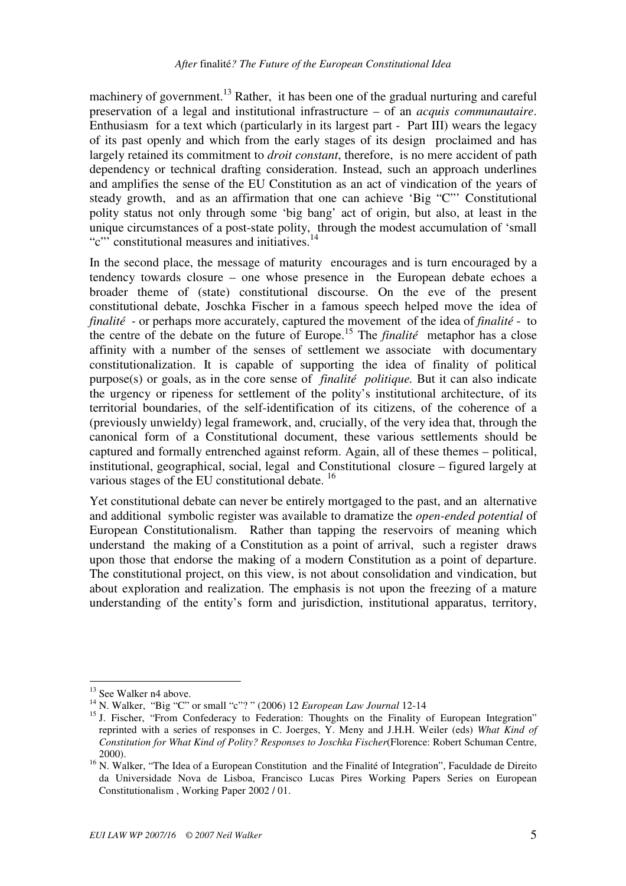machinery of government.[13] Rather, it has been one of the gradual nurturing and careful preservation of a legal and institutional infrastructure – of an *acquis communautaire*. Enthusiasm for a text which (particularly in its largest part - Part III) wears the legacy of its past openly and which from the early stages of its design proclaimed and has largely retained its commitment to *droit constant*, therefore, is no mere accident of path dependency or technical drafting consideration. Instead, such an approach underlines and amplifies the sense of the EU Constitution as an act of vindication of the years of steady growth, and as an affirmation that one can achieve 'Big "C"' Constitutional polity status not only through some 'big bang' act of origin, but also, at least in the unique circumstances of a post-state polity, through the modest accumulation of 'small "c"' constitutional measures and initiatives.[14]

In the second place, the message of maturity encourages and is turn encouraged by a tendency towards closure – one whose presence in the European debate echoes a broader theme of (state) constitutional discourse. On the eve of the present constitutional debate, Joschka Fischer in a famous speech helped move the idea of *finalité* - or perhaps more accurately, captured the movement of the idea of *finalité* - to the centre of the debate on the future of Europe.[15] The *finalité* metaphor has a close affinity with a number of the senses of settlement we associate with documentary constitutionalization. It is capable of supporting the idea of finality of political purpose(s) or goals, as in the core sense of *finalité politique.* But it can also indicate the urgency or ripeness for settlement of the polity's institutional architecture, of its territorial boundaries, of the self-identification of its citizens, of the coherence of a (previously unwieldy) legal framework, and, crucially, of the very idea that, through the canonical form of a Constitutional document, these various settlements should be captured and formally entrenched against reform. Again, all of these themes – political, institutional, geographical, social, legal and Constitutional closure – figured largely at various stages of the EU constitutional debate.[16]

Yet constitutional debate can never be entirely mortgaged to the past, and an alternative and additional symbolic register was available to dramatize the *open-ended potential* of European Constitutionalism. Rather than tapping the reservoirs of meaning which understand the making of a Constitution as a point of arrival, such a register draws upon those that endorse the making of a modern Constitution as a point of departure. The constitutional project, on this view, is not about consolidation and vindication, but about exploration and realization. The emphasis is not upon the freezing of a mature understanding of the entity's form and jurisdiction, institutional apparatus, territory,

---

[13] See Walker n4 above.

[14] N. Walker, "Big "C" or small "c"? " (2006) 12 *European Law Journal* 12-14

[15] J. Fischer, "From Confederacy to Federation: Thoughts on the Finality of European Integration" reprinted with a series of responses in C. Joerges, Y. Meny and J.H.H. Weiler (eds) *What Kind of Constitution for What Kind of Polity? Responses to Joschka Fischer*(Florence: Robert Schuman Centre, 2000).

[16] N. Walker, "The Idea of a European Constitution and the Finalité of Integration", Faculdade de Direito da Universidade Nova de Lisboa, Francisco Lucas Pires Working Papers Series on European Constitutionalism , Working Paper 2002 / 01.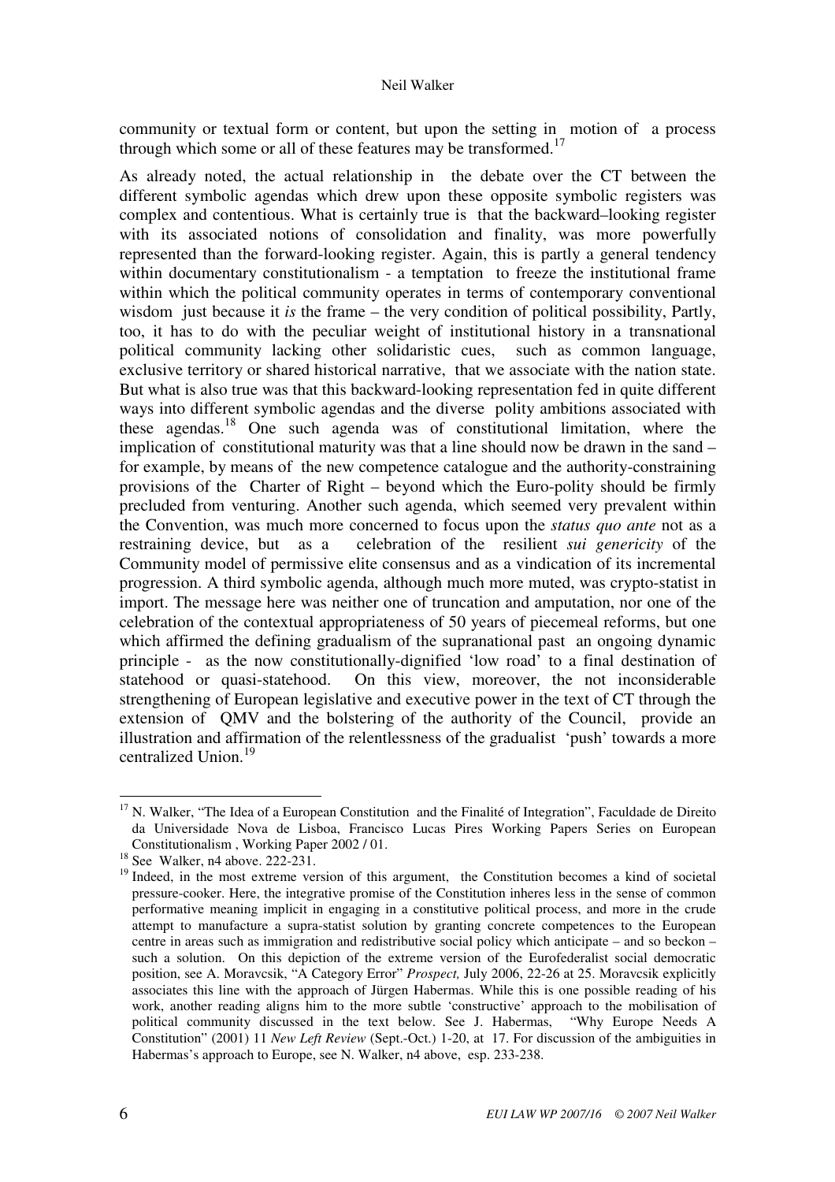community or textual form or content, but upon the setting in motion of a process through which some or all of these features may be transformed.[17]

As already noted, the actual relationship in the debate over the CT between the different symbolic agendas which drew upon these opposite symbolic registers was complex and contentious. What is certainly true is that the backward–looking register with its associated notions of consolidation and finality, was more powerfully represented than the forward-looking register. Again, this is partly a general tendency within documentary constitutionalism - a temptation to freeze the institutional frame within which the political community operates in terms of contemporary conventional wisdom just because it *is* the frame – the very condition of political possibility, Partly, too, it has to do with the peculiar weight of institutional history in a transnational political community lacking other solidaristic cues, such as common language, exclusive territory or shared historical narrative, that we associate with the nation state. But what is also true was that this backward-looking representation fed in quite different ways into different symbolic agendas and the diverse polity ambitions associated with these agendas.[18] One such agenda was of constitutional limitation, where the implication of constitutional maturity was that a line should now be drawn in the sand – for example, by means of the new competence catalogue and the authority-constraining provisions of the Charter of Right – beyond which the Euro-polity should be firmly precluded from venturing. Another such agenda, which seemed very prevalent within the Convention, was much more concerned to focus upon the *status quo ante* not as a restraining device, but as a celebration of the resilient *sui genericity* of the Community model of permissive elite consensus and as a vindication of its incremental progression. A third symbolic agenda, although much more muted, was crypto-statist in import. The message here was neither one of truncation and amputation, nor one of the celebration of the contextual appropriateness of 50 years of piecemeal reforms, but one which affirmed the defining gradualism of the supranational past an ongoing dynamic principle - as the now constitutionally-dignified 'low road' to a final destination of statehood or quasi-statehood. On this view, moreover, the not inconsiderable strengthening of European legislative and executive power in the text of CT through the extension of QMV and the bolstering of the authority of the Council, provide an illustration and affirmation of the relentlessness of the gradualist 'push' towards a more centralized Union.[19]

---

[17] N. Walker, "The Idea of a European Constitution and the Finalité of Integration", Faculdade de Direito da Universidade Nova de Lisboa, Francisco Lucas Pires Working Papers Series on European Constitutionalism , Working Paper 2002 / 01.

[18] See Walker, n4 above. 222-231.

[19] Indeed, in the most extreme version of this argument, the Constitution becomes a kind of societal pressure-cooker. Here, the integrative promise of the Constitution inheres less in the sense of common performative meaning implicit in engaging in a constitutive political process, and more in the crude attempt to manufacture a supra-statist solution by granting concrete competences to the European centre in areas such as immigration and redistributive social policy which anticipate – and so beckon – such a solution. On this depiction of the extreme version of the Eurofederalist social democratic position, see A. Moravcsik, "A Category Error" *Prospect,* July 2006, 22-26 at 25. Moravcsik explicitly associates this line with the approach of Jürgen Habermas. While this is one possible reading of his work, another reading aligns him to the more subtle 'constructive' approach to the mobilisation of political community discussed in the text below. See J. Habermas, "Why Europe Needs A Constitution" (2001) 11 *New Left Review* (Sept.-Oct.) 1-20, at 17. For discussion of the ambiguities in Habermas's approach to Europe, see N. Walker, n4 above, esp. 233-238.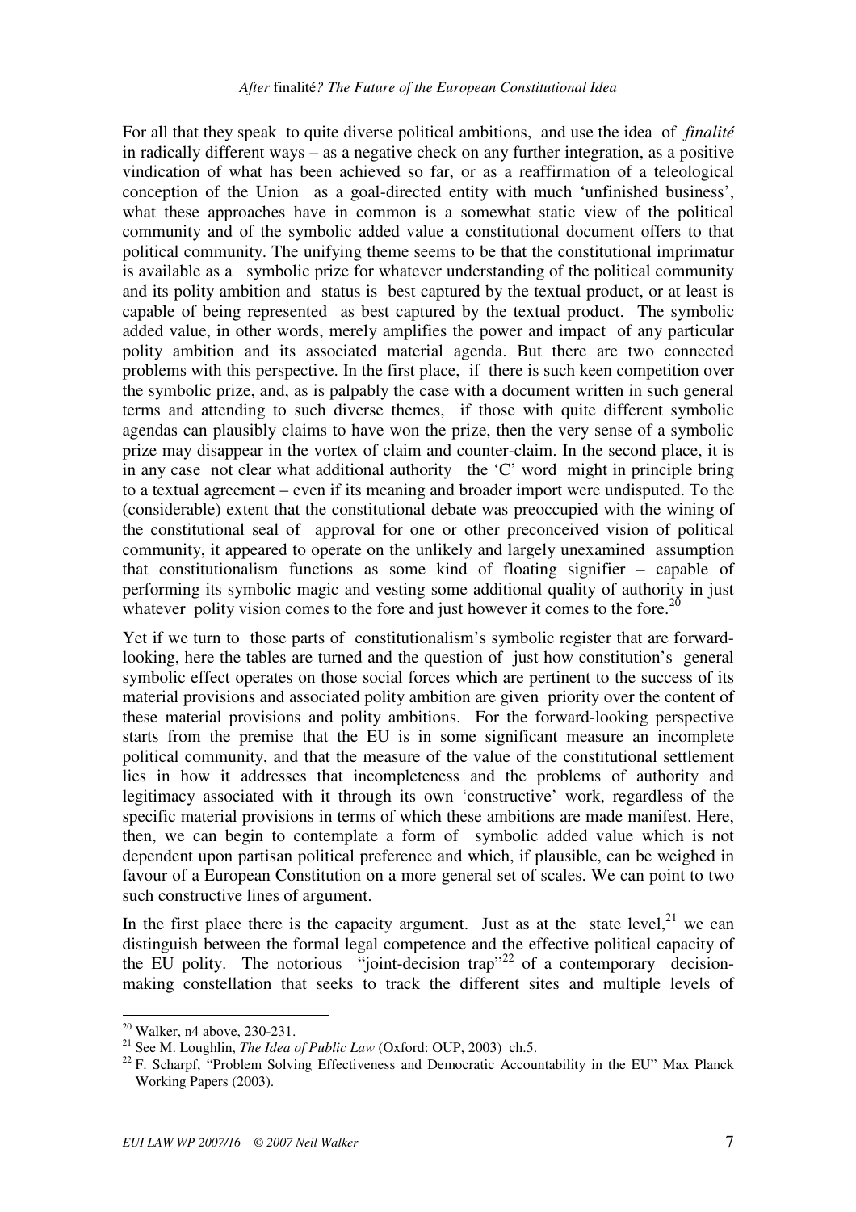For all that they speak to quite diverse political ambitions, and use the idea of *finalité* in radically different ways – as a negative check on any further integration, as a positive vindication of what has been achieved so far, or as a reaffirmation of a teleological conception of the Union as a goal-directed entity with much 'unfinished business', what these approaches have in common is a somewhat static view of the political community and of the symbolic added value a constitutional document offers to that political community. The unifying theme seems to be that the constitutional imprimatur is available as a symbolic prize for whatever understanding of the political community and its polity ambition and status is best captured by the textual product, or at least is capable of being represented as best captured by the textual product. The symbolic added value, in other words, merely amplifies the power and impact of any particular polity ambition and its associated material agenda. But there are two connected problems with this perspective. In the first place, if there is such keen competition over the symbolic prize, and, as is palpably the case with a document written in such general terms and attending to such diverse themes, if those with quite different symbolic agendas can plausibly claims to have won the prize, then the very sense of a symbolic prize may disappear in the vortex of claim and counter-claim. In the second place, it is in any case not clear what additional authority the 'C' word might in principle bring to a textual agreement – even if its meaning and broader import were undisputed. To the (considerable) extent that the constitutional debate was preoccupied with the wining of the constitutional seal of approval for one or other preconceived vision of political community, it appeared to operate on the unlikely and largely unexamined assumption that constitutionalism functions as some kind of floating signifier – capable of performing its symbolic magic and vesting some additional quality of authority in just whatever polity vision comes to the fore and just however it comes to the fore.[20]

Yet if we turn to those parts of constitutionalism's symbolic register that are forward-looking, here the tables are turned and the question of just how constitution's general symbolic effect operates on those social forces which are pertinent to the success of its material provisions and associated polity ambition are given priority over the content of these material provisions and polity ambitions. For the forward-looking perspective starts from the premise that the EU is in some significant measure an incomplete political community, and that the measure of the value of the constitutional settlement lies in how it addresses that incompleteness and the problems of authority and legitimacy associated with it through its own 'constructive' work, regardless of the specific material provisions in terms of which these ambitions are made manifest. Here, then, we can begin to contemplate a form of symbolic added value which is not dependent upon partisan political preference and which, if plausible, can be weighed in favour of a European Constitution on a more general set of scales. We can point to two such constructive lines of argument.

In the first place there is the capacity argument. Just as at the state level,[21] we can distinguish between the formal legal competence and the effective political capacity of the EU polity. The notorious "joint-decision trap"[22] of a contemporary decision-making constellation that seeks to track the different sites and multiple levels of

---

[20] Walker, n4 above, 230-231.

[21] See M. Loughlin, *The Idea of Public Law* (Oxford: OUP, 2003) ch.5.

[22] F. Scharpf, "Problem Solving Effectiveness and Democratic Accountability in the EU" Max Planck Working Papers (2003).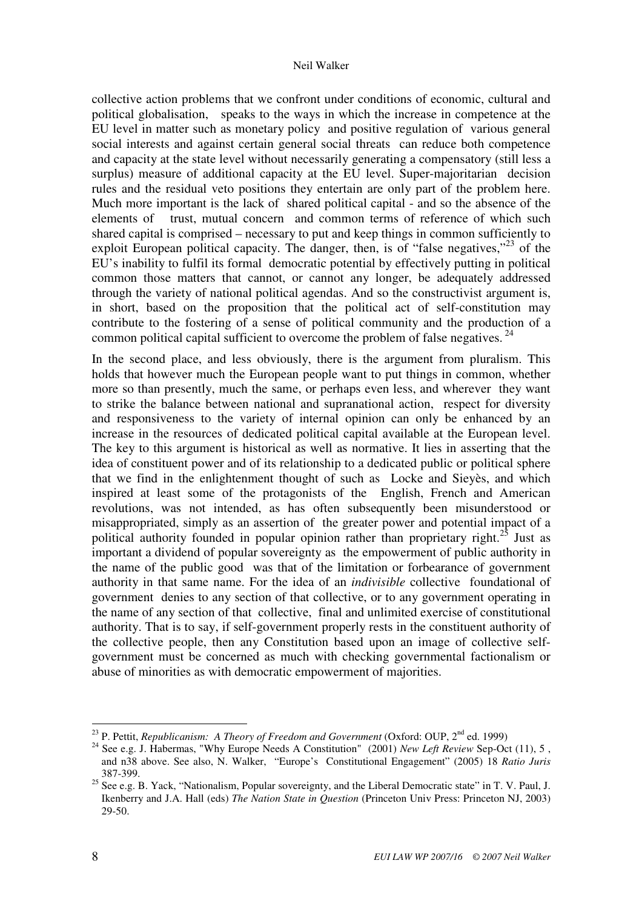collective action problems that we confront under conditions of economic, cultural and political globalisation, speaks to the ways in which the increase in competence at the EU level in matter such as monetary policy and positive regulation of various general social interests and against certain general social threats can reduce both competence and capacity at the state level without necessarily generating a compensatory (still less a surplus) measure of additional capacity at the EU level. Super-majoritarian decision rules and the residual veto positions they entertain are only part of the problem here. Much more important is the lack of shared political capital - and so the absence of the elements of trust, mutual concern and common terms of reference of which such shared capital is comprised – necessary to put and keep things in common sufficiently to exploit European political capacity. The danger, then, is of "false negatives,"[23] of the EU's inability to fulfil its formal democratic potential by effectively putting in political common those matters that cannot, or cannot any longer, be adequately addressed through the variety of national political agendas. And so the constructivist argument is, in short, based on the proposition that the political act of self-constitution may contribute to the fostering of a sense of political community and the production of a common political capital sufficient to overcome the problem of false negatives.[24]

In the second place, and less obviously, there is the argument from pluralism. This holds that however much the European people want to put things in common, whether more so than presently, much the same, or perhaps even less, and wherever they want to strike the balance between national and supranational action, respect for diversity and responsiveness to the variety of internal opinion can only be enhanced by an increase in the resources of dedicated political capital available at the European level. The key to this argument is historical as well as normative. It lies in asserting that the idea of constituent power and of its relationship to a dedicated public or political sphere that we find in the enlightenment thought of such as Locke and Sieyès, and which inspired at least some of the protagonists of the English, French and American revolutions, was not intended, as has often subsequently been misunderstood or misappropriated, simply as an assertion of the greater power and potential impact of a political authority founded in popular opinion rather than proprietary right.[25] Just as important a dividend of popular sovereignty as the empowerment of public authority in the name of the public good was that of the limitation or forbearance of government authority in that same name. For the idea of an *indivisible* collective foundational of government denies to any section of that collective, or to any government operating in the name of any section of that collective, final and unlimited exercise of constitutional authority. That is to say, if self-government properly rests in the constituent authority of the collective people, then any Constitution based upon an image of collective self-government must be concerned as much with checking governmental factionalism or abuse of minorities as with democratic empowerment of majorities.

---

[23] P. Pettit, *Republicanism: A Theory of Freedom and Government* (Oxford: OUP, 2nd ed. 1999)

[24] See e.g. J. Habermas, "Why Europe Needs A Constitution" (2001) *New Left Review* Sep-Oct (11), 5 , and n38 above. See also, N. Walker, "Europe's Constitutional Engagement" (2005) 18 *Ratio Juris* 387-399.

[25] See e.g. B. Yack, "Nationalism, Popular sovereignty, and the Liberal Democratic state" in T. V. Paul, J. Ikenberry and J.A. Hall (eds) *The Nation State in Question* (Princeton Univ Press: Princeton NJ, 2003) 29-50.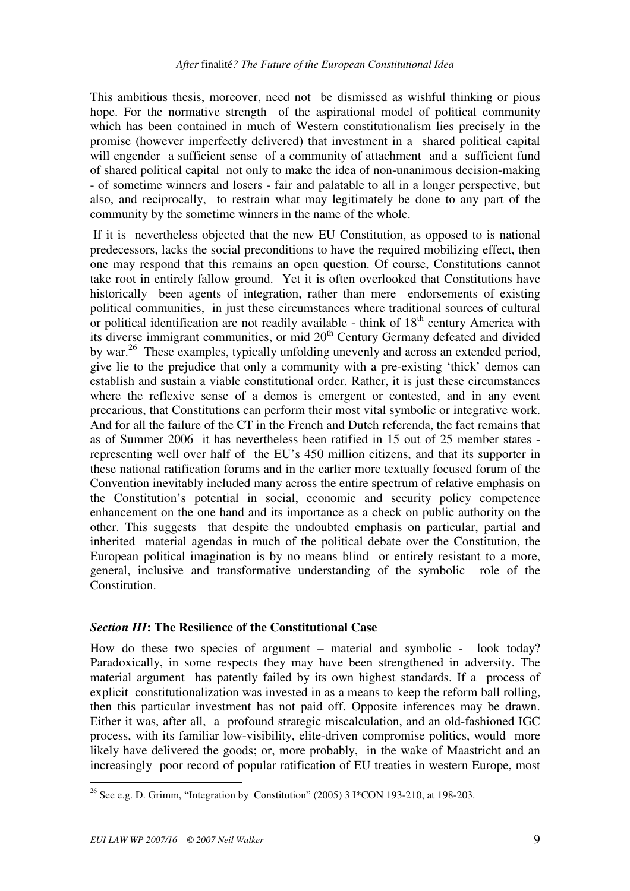This ambitious thesis, moreover, need not be dismissed as wishful thinking or pious hope. For the normative strength of the aspirational model of political community which has been contained in much of Western constitutionalism lies precisely in the promise (however imperfectly delivered) that investment in a shared political capital will engender a sufficient sense of a community of attachment and a sufficient fund of shared political capital not only to make the idea of non-unanimous decision-making - of sometime winners and losers - fair and palatable to all in a longer perspective, but also, and reciprocally, to restrain what may legitimately be done to any part of the community by the sometime winners in the name of the whole.

If it is nevertheless objected that the new EU Constitution, as opposed to is national predecessors, lacks the social preconditions to have the required mobilizing effect, then one may respond that this remains an open question. Of course, Constitutions cannot take root in entirely fallow ground. Yet it is often overlooked that Constitutions have historically been agents of integration, rather than mere endorsements of existing political communities, in just these circumstances where traditional sources of cultural or political identification are not readily available - think of 18th century America with its diverse immigrant communities, or mid 20th Century Germany defeated and divided by war.[26] These examples, typically unfolding unevenly and across an extended period, give lie to the prejudice that only a community with a pre-existing 'thick' demos can establish and sustain a viable constitutional order. Rather, it is just these circumstances where the reflexive sense of a demos is emergent or contested, and in any event precarious, that Constitutions can perform their most vital symbolic or integrative work. And for all the failure of the CT in the French and Dutch referenda, the fact remains that as of Summer 2006 it has nevertheless been ratified in 15 out of 25 member states - representing well over half of the EU's 450 million citizens, and that its supporter in these national ratification forums and in the earlier more textually focused forum of the Convention inevitably included many across the entire spectrum of relative emphasis on the Constitution's potential in social, economic and security policy competence enhancement on the one hand and its importance as a check on public authority on the other. This suggests that despite the undoubted emphasis on particular, partial and inherited material agendas in much of the political debate over the Constitution, the European political imagination is by no means blind or entirely resistant to a more, general, inclusive and transformative understanding of the symbolic role of the Constitution.

## *Section III*: The Resilience of the Constitutional Case

How do these two species of argument – material and symbolic - look today? Paradoxically, in some respects they may have been strengthened in adversity. The material argument has patently failed by its own highest standards. If a process of explicit constitutionalization was invested in as a means to keep the reform ball rolling, then this particular investment has not paid off. Opposite inferences may be drawn. Either it was, after all, a profound strategic miscalculation, and an old-fashioned IGC process, with its familiar low-visibility, elite-driven compromise politics, would more likely have delivered the goods; or, more probably, in the wake of Maastricht and an increasingly poor record of popular ratification of EU treaties in western Europe, most

---

[26] See e.g. D. Grimm, "Integration by Constitution" (2005) 3 I*CON 193-210, at 198-203.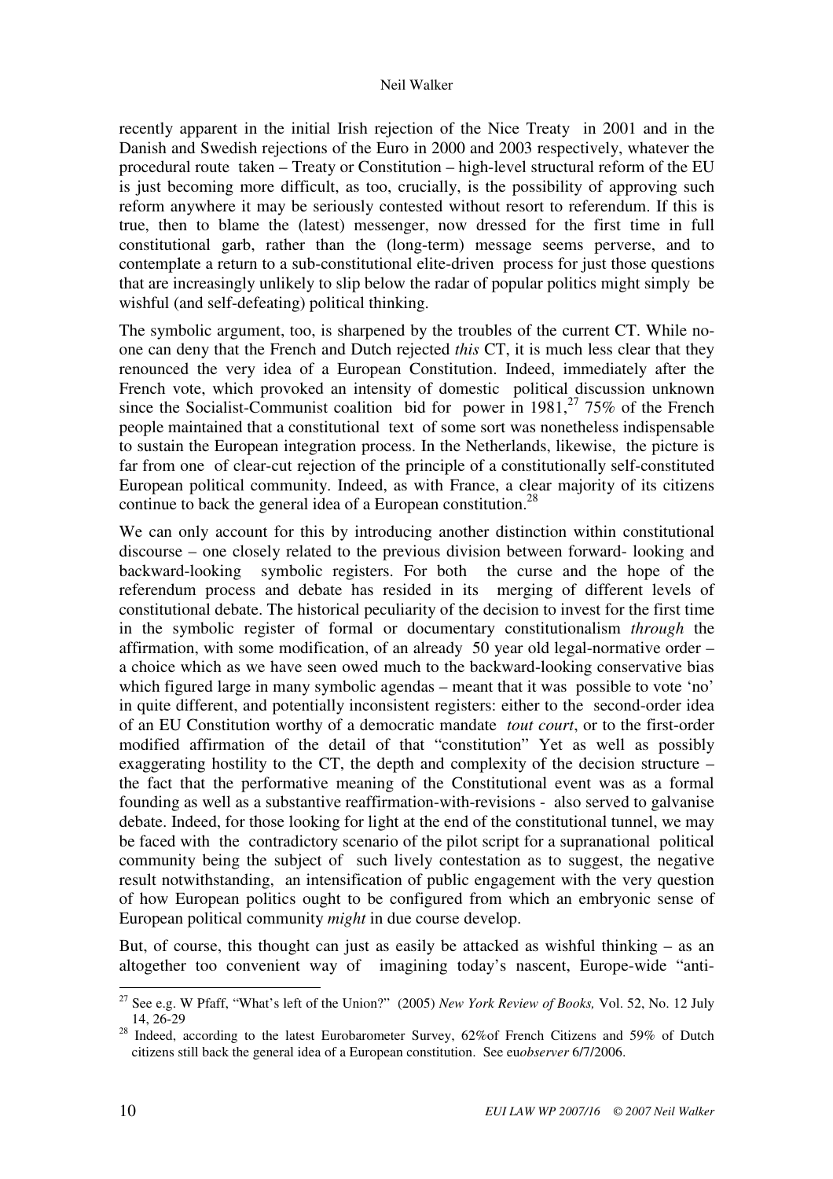recently apparent in the initial Irish rejection of the Nice Treaty in 2001 and in the Danish and Swedish rejections of the Euro in 2000 and 2003 respectively, whatever the procedural route taken – Treaty or Constitution – high-level structural reform of the EU is just becoming more difficult, as too, crucially, is the possibility of approving such reform anywhere it may be seriously contested without resort to referendum. If this is true, then to blame the (latest) messenger, now dressed for the first time in full constitutional garb, rather than the (long-term) message seems perverse, and to contemplate a return to a sub-constitutional elite-driven process for just those questions that are increasingly unlikely to slip below the radar of popular politics might simply be wishful (and self-defeating) political thinking.

The symbolic argument, too, is sharpened by the troubles of the current CT. While no-one can deny that the French and Dutch rejected *this* CT, it is much less clear that they renounced the very idea of a European Constitution. Indeed, immediately after the French vote, which provoked an intensity of domestic political discussion unknown since the Socialist-Communist coalition bid for power in 1981,[27] 75% of the French people maintained that a constitutional text of some sort was nonetheless indispensable to sustain the European integration process. In the Netherlands, likewise, the picture is far from one of clear-cut rejection of the principle of a constitutionally self-constituted European political community. Indeed, as with France, a clear majority of its citizens continue to back the general idea of a European constitution.[28]

We can only account for this by introducing another distinction within constitutional discourse – one closely related to the previous division between forward- looking and backward-looking symbolic registers. For both the curse and the hope of the referendum process and debate has resided in its merging of different levels of constitutional debate. The historical peculiarity of the decision to invest for the first time in the symbolic register of formal or documentary constitutionalism *through* the affirmation, with some modification, of an already 50 year old legal-normative order – a choice which as we have seen owed much to the backward-looking conservative bias which figured large in many symbolic agendas – meant that it was possible to vote 'no' in quite different, and potentially inconsistent registers: either to the second-order idea of an EU Constitution worthy of a democratic mandate *tout court*, or to the first-order modified affirmation of the detail of that "constitution" Yet as well as possibly exaggerating hostility to the CT, the depth and complexity of the decision structure – the fact that the performative meaning of the Constitutional event was as a formal founding as well as a substantive reaffirmation-with-revisions - also served to galvanise debate. Indeed, for those looking for light at the end of the constitutional tunnel, we may be faced with the contradictory scenario of the pilot script for a supranational political community being the subject of such lively contestation as to suggest, the negative result notwithstanding, an intensification of public engagement with the very question of how European politics ought to be configured from which an embryonic sense of European political community *might* in due course develop.

But, of course, this thought can just as easily be attacked as wishful thinking – as an altogether too convenient way of imagining today's nascent, Europe-wide "anti-

---

[27] See e.g. W Pfaff, "What's left of the Union?" (2005) *New York Review of Books,* Vol. 52, No. 12 July 14, 26-29

[28] Indeed, according to the latest Eurobarometer Survey, 62%of French Citizens and 59% of Dutch citizens still back the general idea of a European constitution. See eu*observer* 6/7/2006.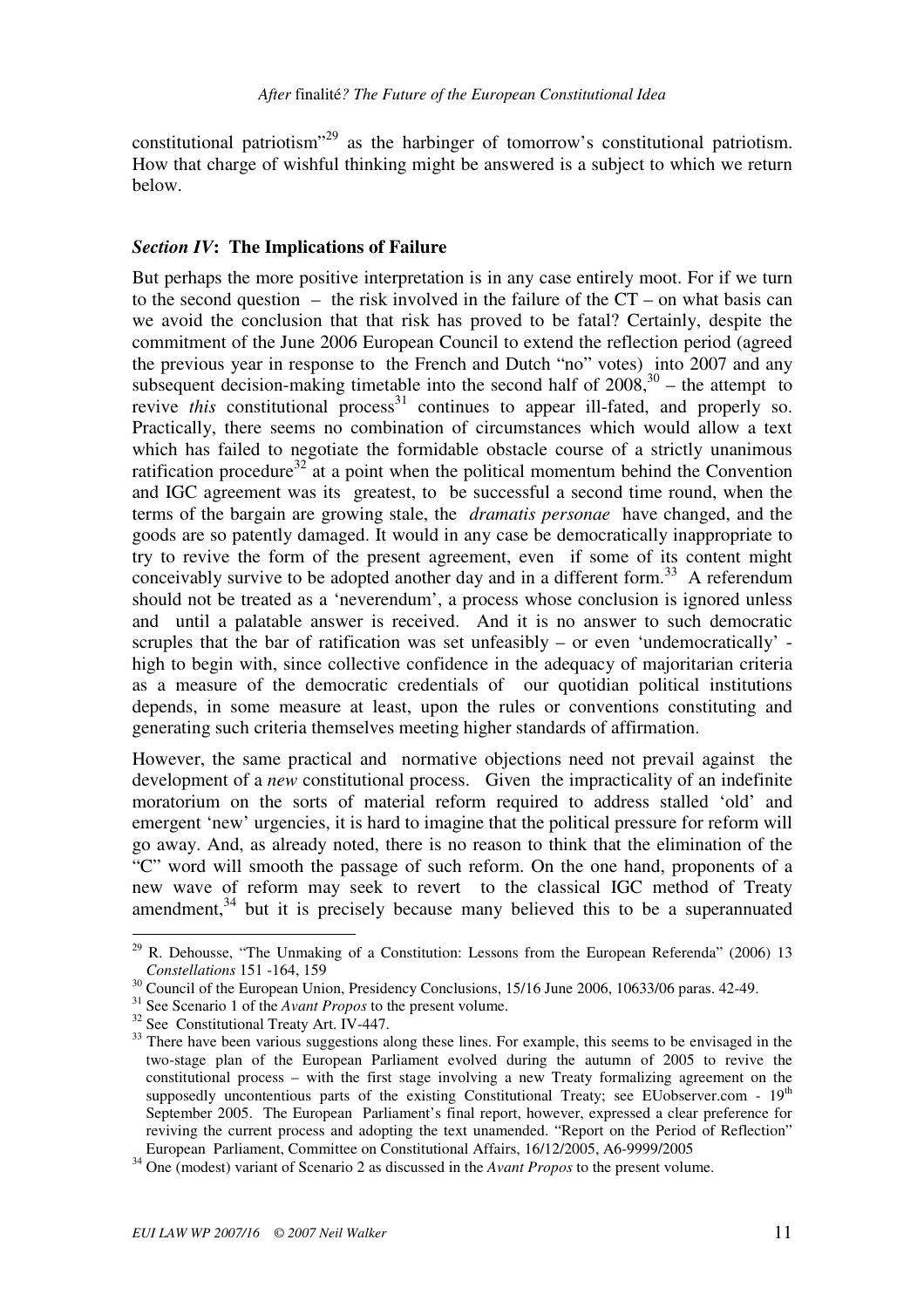constitutional patriotism"[29] as the harbinger of tomorrow's constitutional patriotism. How that charge of wishful thinking might be answered is a subject to which we return below.

### *Section IV*: The Implications of Failure

But perhaps the more positive interpretation is in any case entirely moot. For if we turn to the second question – the risk involved in the failure of the CT – on what basis can we avoid the conclusion that that risk has proved to be fatal? Certainly, despite the commitment of the June 2006 European Council to extend the reflection period (agreed the previous year in response to the French and Dutch "no" votes) into 2007 and any subsequent decision-making timetable into the second half of 2008,[30] – the attempt to revive *this* constitutional process[31] continues to appear ill-fated, and properly so. Practically, there seems no combination of circumstances which would allow a text which has failed to negotiate the formidable obstacle course of a strictly unanimous ratification procedure[32] at a point when the political momentum behind the Convention and IGC agreement was its greatest, to be successful a second time round, when the terms of the bargain are growing stale, the *dramatis personae* have changed, and the goods are so patently damaged. It would in any case be democratically inappropriate to try to revive the form of the present agreement, even if some of its content might conceivably survive to be adopted another day and in a different form.[33] A referendum should not be treated as a 'neverendum', a process whose conclusion is ignored unless and until a palatable answer is received. And it is no answer to such democratic scruples that the bar of ratification was set unfeasibly – or even 'undemocratically' - high to begin with, since collective confidence in the adequacy of majoritarian criteria as a measure of the democratic credentials of our quotidian political institutions depends, in some measure at least, upon the rules or conventions constituting and generating such criteria themselves meeting higher standards of affirmation.

However, the same practical and normative objections need not prevail against the development of a *new* constitutional process. Given the impracticality of an indefinite moratorium on the sorts of material reform required to address stalled 'old' and emergent 'new' urgencies, it is hard to imagine that the political pressure for reform will go away. And, as already noted, there is no reason to think that the elimination of the "C" word will smooth the passage of such reform. On the one hand, proponents of a new wave of reform may seek to revert to the classical IGC method of Treaty amendment,[34] but it is precisely because many believed this to be a superannuated

---

[29] R. Dehousse, "The Unmaking of a Constitution: Lessons from the European Referenda" (2006) 13 *Constellations* 151 -164, 159

[30] Council of the European Union, Presidency Conclusions, 15/16 June 2006, 10633/06 paras. 42-49.

[31] See Scenario 1 of the *Avant Propos* to the present volume.

[32] See Constitutional Treaty Art. IV-447.

[33] There have been various suggestions along these lines. For example, this seems to be envisaged in the two-stage plan of the European Parliament evolved during the autumn of 2005 to revive the constitutional process – with the first stage involving a new Treaty formalizing agreement on the supposedly uncontentious parts of the existing Constitutional Treaty; see EUobserver.com - 19th September 2005. The European Parliament's final report, however, expressed a clear preference for reviving the current process and adopting the text unamended. "Report on the Period of Reflection" European Parliament, Committee on Constitutional Affairs, 16/12/2005, A6-9999/2005

[34] One (modest) variant of Scenario 2 as discussed in the *Avant Propos* to the present volume.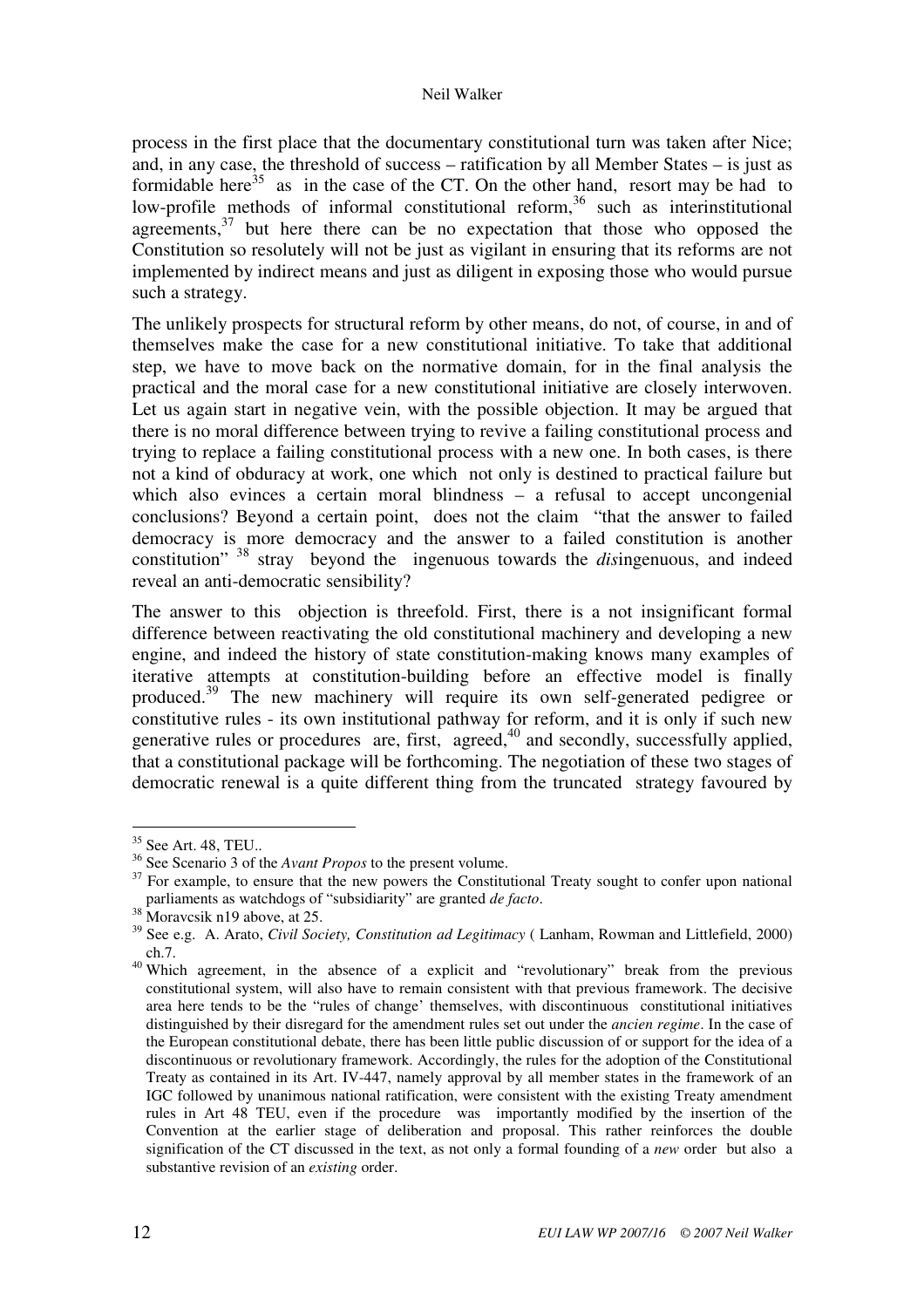process in the first place that the documentary constitutional turn was taken after Nice; and, in any case, the threshold of success – ratification by all Member States – is just as formidable here[35] as in the case of the CT. On the other hand, resort may be had to low-profile methods of informal constitutional reform,[36] such as interinstitutional agreements,[37] but here there can be no expectation that those who opposed the Constitution so resolutely will not be just as vigilant in ensuring that its reforms are not implemented by indirect means and just as diligent in exposing those who would pursue such a strategy.

The unlikely prospects for structural reform by other means, do not, of course, in and of themselves make the case for a new constitutional initiative. To take that additional step, we have to move back on the normative domain, for in the final analysis the practical and the moral case for a new constitutional initiative are closely interwoven. Let us again start in negative vein, with the possible objection. It may be argued that there is no moral difference between trying to revive a failing constitutional process and trying to replace a failing constitutional process with a new one. In both cases, is there not a kind of obduracy at work, one which not only is destined to practical failure but which also evinces a certain moral blindness – a refusal to accept uncongenial conclusions? Beyond a certain point, does not the claim "that the answer to failed democracy is more democracy and the answer to a failed constitution is another constitution" [38] stray beyond the ingenuous towards the *dis*ingenuous, and indeed reveal an anti-democratic sensibility?

The answer to this objection is threefold. First, there is a not insignificant formal difference between reactivating the old constitutional machinery and developing a new engine, and indeed the history of state constitution-making knows many examples of iterative attempts at constitution-building before an effective model is finally produced.[39] The new machinery will require its own self-generated pedigree or constitutive rules - its own institutional pathway for reform, and it is only if such new generative rules or procedures are, first, agreed,[40] and secondly, successfully applied, that a constitutional package will be forthcoming. The negotiation of these two stages of democratic renewal is a quite different thing from the truncated strategy favoured by

---

[35] See Art. 48, TEU..

[36] See Scenario 3 of the *Avant Propos* to the present volume.

[37] For example, to ensure that the new powers the Constitutional Treaty sought to confer upon national parliaments as watchdogs of "subsidiarity" are granted *de facto*.

[38] Moravcsik n19 above, at 25.

[39] See e.g. A. Arato, *Civil Society, Constitution ad Legitimacy* ( Lanham, Rowman and Littlefield, 2000) ch.7.

[40] Which agreement, in the absence of a explicit and "revolutionary" break from the previous constitutional system, will also have to remain consistent with that previous framework. The decisive area here tends to be the "rules of change' themselves, with discontinuous constitutional initiatives distinguished by their disregard for the amendment rules set out under the *ancien regime*. In the case of the European constitutional debate, there has been little public discussion of or support for the idea of a discontinuous or revolutionary framework. Accordingly, the rules for the adoption of the Constitutional Treaty as contained in its Art. IV-447, namely approval by all member states in the framework of an IGC followed by unanimous national ratification, were consistent with the existing Treaty amendment rules in Art 48 TEU, even if the procedure was importantly modified by the insertion of the Convention at the earlier stage of deliberation and proposal. This rather reinforces the double signification of the CT discussed in the text, as not only a formal founding of a *new* order but also a substantive revision of an *existing* order.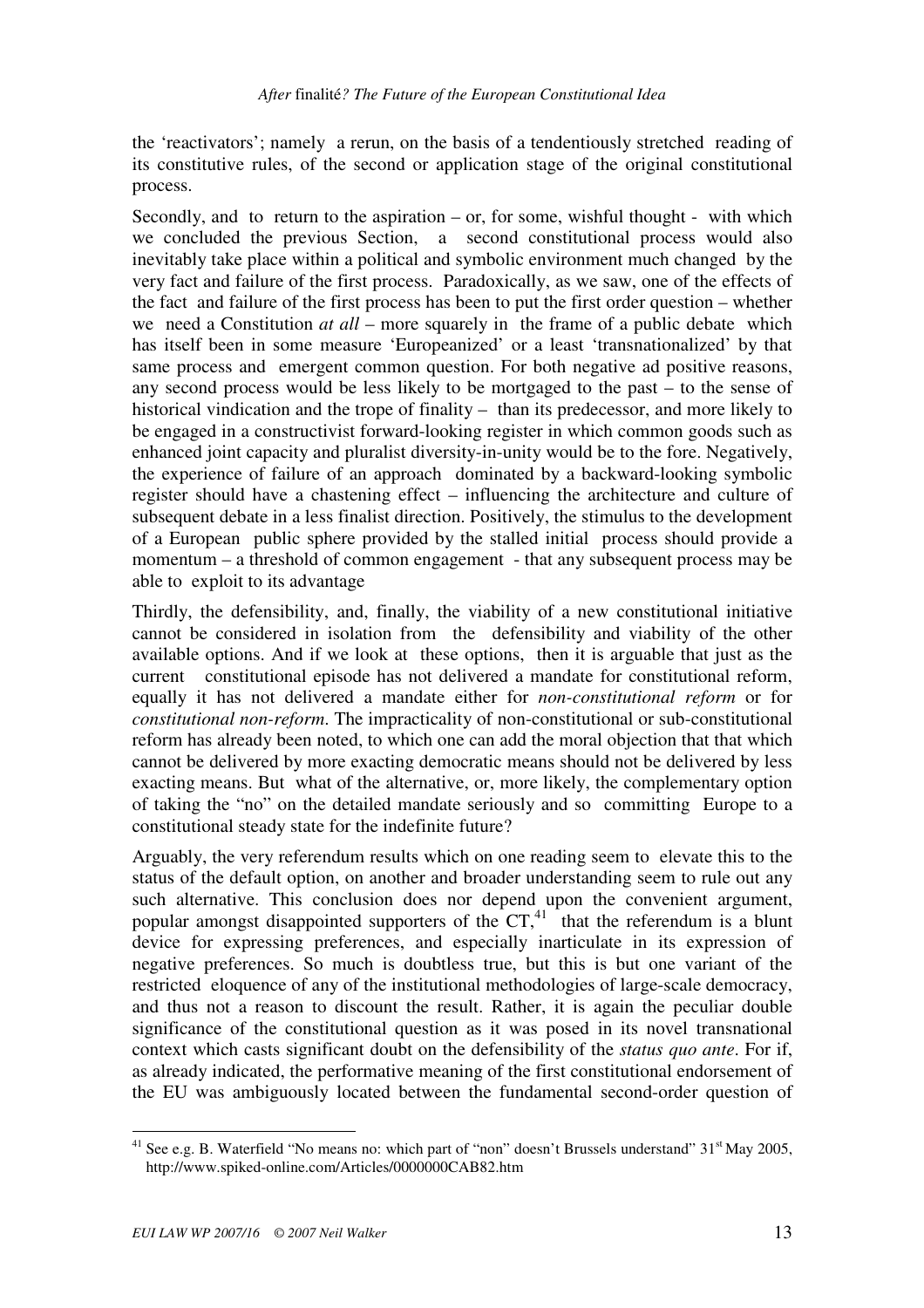the 'reactivators'; namely a rerun, on the basis of a tendentiously stretched reading of its constitutive rules, of the second or application stage of the original constitutional process.

Secondly, and to return to the aspiration – or, for some, wishful thought - with which we concluded the previous Section, a second constitutional process would also inevitably take place within a political and symbolic environment much changed by the very fact and failure of the first process. Paradoxically, as we saw, one of the effects of the fact and failure of the first process has been to put the first order question – whether we need a Constitution *at all* – more squarely in the frame of a public debate which has itself been in some measure 'Europeanized' or a least 'transnationalized' by that same process and emergent common question. For both negative ad positive reasons, any second process would be less likely to be mortgaged to the past – to the sense of historical vindication and the trope of finality – than its predecessor, and more likely to be engaged in a constructivist forward-looking register in which common goods such as enhanced joint capacity and pluralist diversity-in-unity would be to the fore. Negatively, the experience of failure of an approach dominated by a backward-looking symbolic register should have a chastening effect – influencing the architecture and culture of subsequent debate in a less finalist direction. Positively, the stimulus to the development of a European public sphere provided by the stalled initial process should provide a momentum – a threshold of common engagement - that any subsequent process may be able to exploit to its advantage

Thirdly, the defensibility, and, finally, the viability of a new constitutional initiative cannot be considered in isolation from the defensibility and viability of the other available options. And if we look at these options, then it is arguable that just as the current constitutional episode has not delivered a mandate for constitutional reform, equally it has not delivered a mandate either for *non-constitutional reform* or for *constitutional non-reform*. The impracticality of non-constitutional or sub-constitutional reform has already been noted, to which one can add the moral objection that that which cannot be delivered by more exacting democratic means should not be delivered by less exacting means. But what of the alternative, or, more likely, the complementary option of taking the "no" on the detailed mandate seriously and so committing Europe to a constitutional steady state for the indefinite future?

Arguably, the very referendum results which on one reading seem to elevate this to the status of the default option, on another and broader understanding seem to rule out any such alternative. This conclusion does nor depend upon the convenient argument, popular amongst disappointed supporters of the CT,[41] that the referendum is a blunt device for expressing preferences, and especially inarticulate in its expression of negative preferences. So much is doubtless true, but this is but one variant of the restricted eloquence of any of the institutional methodologies of large-scale democracy, and thus not a reason to discount the result. Rather, it is again the peculiar double significance of the constitutional question as it was posed in its novel transnational context which casts significant doubt on the defensibility of the *status quo ante*. For if, as already indicated, the performative meaning of the first constitutional endorsement of the EU was ambiguously located between the fundamental second-order question of

---

[41] See e.g. B. Waterfield "No means no: which part of "non" doesn't Brussels understand" 31st May 2005, http://www.spiked-online.com/Articles/0000000CAB82.htm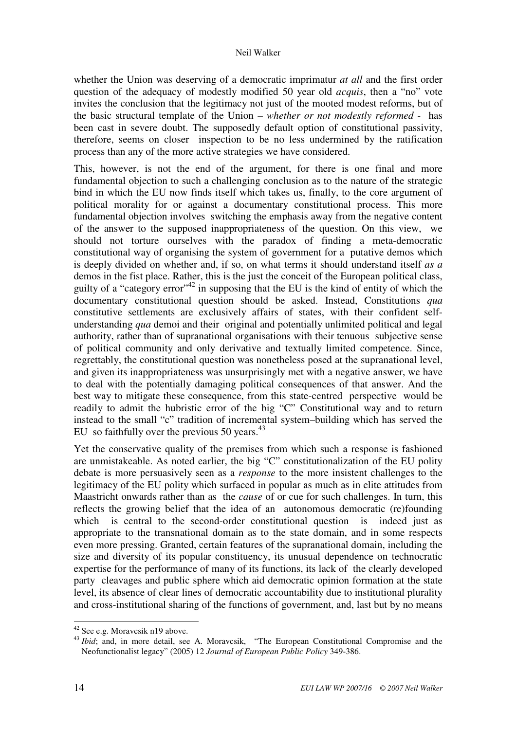whether the Union was deserving of a democratic imprimatur *at all* and the first order question of the adequacy of modestly modified 50 year old *acquis*, then a "no" vote invites the conclusion that the legitimacy not just of the mooted modest reforms, but of the basic structural template of the Union – *whether or not modestly reformed* - has been cast in severe doubt. The supposedly default option of constitutional passivity, therefore, seems on closer inspection to be no less undermined by the ratification process than any of the more active strategies we have considered.

This, however, is not the end of the argument, for there is one final and more fundamental objection to such a challenging conclusion as to the nature of the strategic bind in which the EU now finds itself which takes us, finally, to the core argument of political morality for or against a documentary constitutional process. This more fundamental objection involves switching the emphasis away from the negative content of the answer to the supposed inappropriateness of the question. On this view, we should not torture ourselves with the paradox of finding a meta-democratic constitutional way of organising the system of government for a putative demos which is deeply divided on whether and, if so, on what terms it should understand itself *as a* demos in the fist place. Rather, this is the just the conceit of the European political class, guilty of a "category error"[42] in supposing that the EU is the kind of entity of which the documentary constitutional question should be asked. Instead, Constitutions *qua* constitutive settlements are exclusively affairs of states, with their confident self-understanding *qua* demoi and their original and potentially unlimited political and legal authority, rather than of supranational organisations with their tenuous subjective sense of political community and only derivative and textually limited competence. Since, regrettably, the constitutional question was nonetheless posed at the supranational level, and given its inappropriateness was unsurprisingly met with a negative answer, we have to deal with the potentially damaging political consequences of that answer. And the best way to mitigate these consequence, from this state-centred perspective would be readily to admit the hubristic error of the big "C" Constitutional way and to return instead to the small "c" tradition of incremental system–building which has served the EU so faithfully over the previous 50 years.[43]

Yet the conservative quality of the premises from which such a response is fashioned are unmistakeable. As noted earlier, the big "C" constitutionalization of the EU polity debate is more persuasively seen as a *response* to the more insistent challenges to the legitimacy of the EU polity which surfaced in popular as much as in elite attitudes from Maastricht onwards rather than as the *cause* of or cue for such challenges. In turn, this reflects the growing belief that the idea of an autonomous democratic (re)founding which is central to the second-order constitutional question is indeed just as appropriate to the transnational domain as to the state domain, and in some respects even more pressing. Granted, certain features of the supranational domain, including the size and diversity of its popular constituency, its unusual dependence on technocratic expertise for the performance of many of its functions, its lack of the clearly developed party cleavages and public sphere which aid democratic opinion formation at the state level, its absence of clear lines of democratic accountability due to institutional plurality and cross-institutional sharing of the functions of government, and, last but by no means

---

[42] See e.g. Moravcsik n19 above.

[43] *Ibid*; and, in more detail, see A. Moravcsik, "The European Constitutional Compromise and the Neofunctionalist legacy" (2005) 12 *Journal of European Public Policy* 349-386.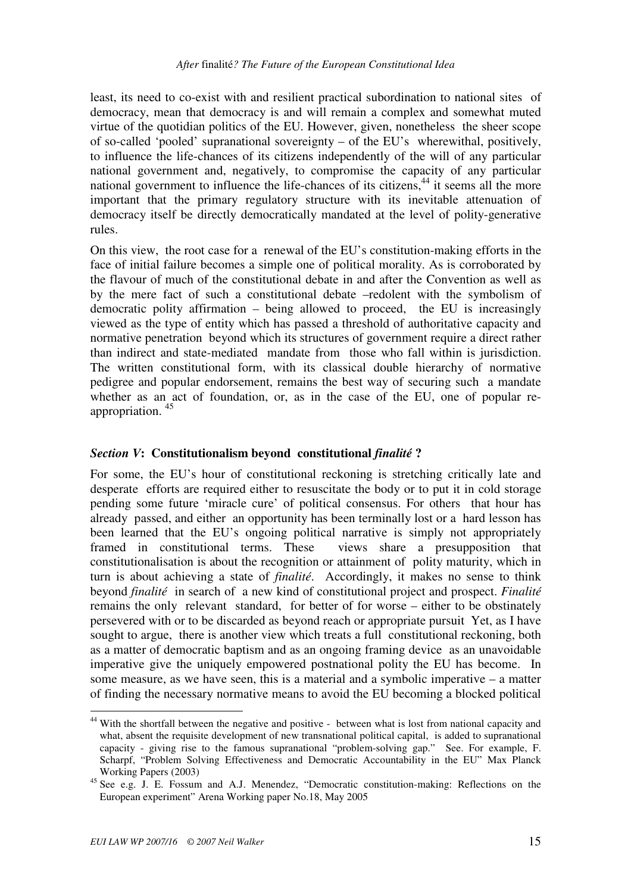least, its need to co-exist with and resilient practical subordination to national sites of democracy, mean that democracy is and will remain a complex and somewhat muted virtue of the quotidian politics of the EU. However, given, nonetheless the sheer scope of so-called 'pooled' supranational sovereignty – of the EU's wherewithal, positively, to influence the life-chances of its citizens independently of the will of any particular national government and, negatively, to compromise the capacity of any particular national government to influence the life-chances of its citizens,[44] it seems all the more important that the primary regulatory structure with its inevitable attenuation of democracy itself be directly democratically mandated at the level of polity-generative rules.

On this view, the root case for a renewal of the EU's constitution-making efforts in the face of initial failure becomes a simple one of political morality. As is corroborated by the flavour of much of the constitutional debate in and after the Convention as well as by the mere fact of such a constitutional debate –redolent with the symbolism of democratic polity affirmation – being allowed to proceed, the EU is increasingly viewed as the type of entity which has passed a threshold of authoritative capacity and normative penetration beyond which its structures of government require a direct rather than indirect and state-mediated mandate from those who fall within is jurisdiction. The written constitutional form, with its classical double hierarchy of normative pedigree and popular endorsement, remains the best way of securing such a mandate whether as an act of foundation, or, as in the case of the EU, one of popular re-appropriation.[45]

## *Section V*: Constitutionalism beyond constitutional *finalité* ?

For some, the EU's hour of constitutional reckoning is stretching critically late and desperate efforts are required either to resuscitate the body or to put it in cold storage pending some future 'miracle cure' of political consensus. For others that hour has already passed, and either an opportunity has been terminally lost or a hard lesson has been learned that the EU's ongoing political narrative is simply not appropriately framed in constitutional terms. These views share a presupposition that constitutionalisation is about the recognition or attainment of polity maturity, which in turn is about achieving a state of *finalité*. Accordingly, it makes no sense to think beyond *finalité* in search of a new kind of constitutional project and prospect. *Finalité* remains the only relevant standard, for better of for worse – either to be obstinately persevered with or to be discarded as beyond reach or appropriate pursuit Yet, as I have sought to argue, there is another view which treats a full constitutional reckoning, both as a matter of democratic baptism and as an ongoing framing device as an unavoidable imperative give the uniquely empowered postnational polity the EU has become. In some measure, as we have seen, this is a material and a symbolic imperative – a matter of finding the necessary normative means to avoid the EU becoming a blocked political

---

[44] With the shortfall between the negative and positive - between what is lost from national capacity and what, absent the requisite development of new transnational political capital, is added to supranational capacity - giving rise to the famous supranational "problem-solving gap." See. For example, F. Scharpf, "Problem Solving Effectiveness and Democratic Accountability in the EU" Max Planck Working Papers (2003)

[45] See e.g. J. E. Fossum and A.J. Menendez, "Democratic constitution-making: Reflections on the European experiment" Arena Working paper No.18, May 2005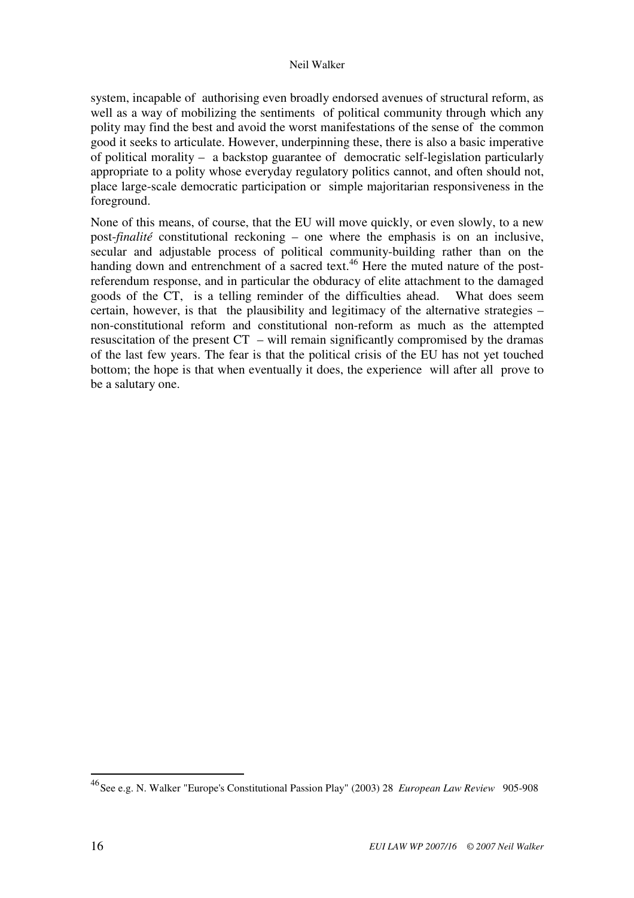system, incapable of authorising even broadly endorsed avenues of structural reform, as well as a way of mobilizing the sentiments of political community through which any polity may find the best and avoid the worst manifestations of the sense of the common good it seeks to articulate. However, underpinning these, there is also a basic imperative of political morality – a backstop guarantee of democratic self-legislation particularly appropriate to a polity whose everyday regulatory politics cannot, and often should not, place large-scale democratic participation or simple majoritarian responsiveness in the foreground.

None of this means, of course, that the EU will move quickly, or even slowly, to a new post-*finalité* constitutional reckoning – one where the emphasis is on an inclusive, secular and adjustable process of political community-building rather than on the handing down and entrenchment of a sacred text.[46] Here the muted nature of the post-referendum response, and in particular the obduracy of elite attachment to the damaged goods of the CT, is a telling reminder of the difficulties ahead. What does seem certain, however, is that the plausibility and legitimacy of the alternative strategies – non-constitutional reform and constitutional non-reform as much as the attempted resuscitation of the present CT – will remain significantly compromised by the dramas of the last few years. The fear is that the political crisis of the EU has not yet touched bottom; the hope is that when eventually it does, the experience will after all prove to be a salutary one.

---

[46] See e.g. N. Walker "Europe's Constitutional Passion Play" (2003) 28 *European Law Review* 905-908